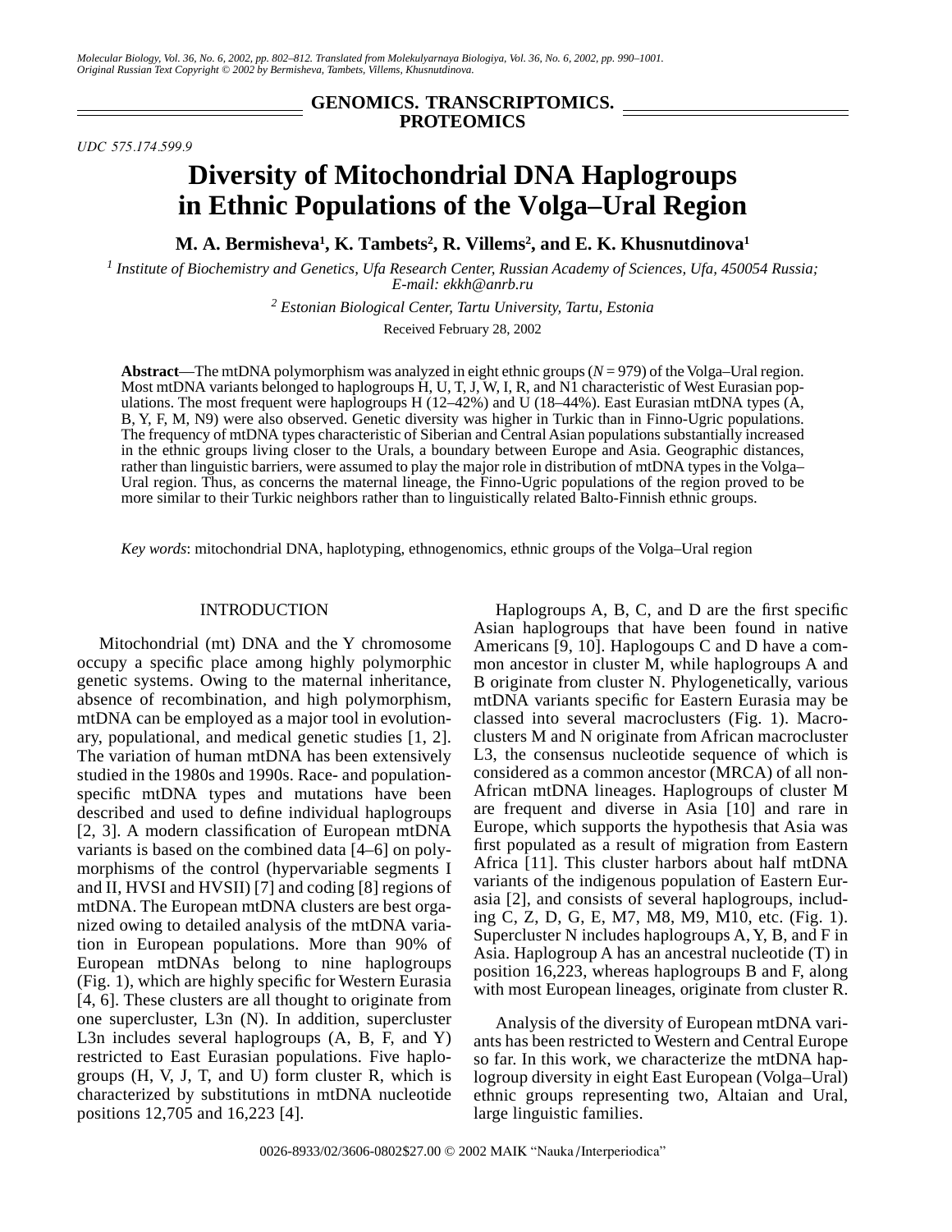GENOMICS. TRANSCRIPTOMICS. PROTEOMICS

UDC 575.174.599.9

# Diversity of Mitochondrial DNA Haplogroups in Ethnic Populations of the Volga–Ural Region

**M. A. Bermisheva[1], K. Tambets[2], R. Villems[2], and E. K. Khusnutdinova[1]**

[1] *Institute of Biochemistry and Genetics, Ufa Research Center, Russian Academy of Sciences, Ufa, 450054 Russia; E-mail: ekkh@anrb.ru*

[2] *Estonian Biological Center, Tartu University, Tartu, Estonia*

Received February 28, 2002

**Abstract**—The mtDNA polymorphism was analyzed in eight ethnic groups ($N = 979$) of the Volga–Ural region. Most mtDNA variants belonged to haplogroups H, U, T, J, W, I, R, and N1 characteristic of West Eurasian populations. The most frequent were haplogroups H (12–42%) and U (18–44%). East Eurasian mtDNA types (A, B, Y, F, M, N9) were also observed. Genetic diversity was higher in Turkic than in Finno-Ugric populations. The frequency of mtDNA types characteristic of Siberian and Central Asian populations substantially increased in the ethnic groups living closer to the Urals, a boundary between Europe and Asia. Geographic distances, rather than linguistic barriers, were assumed to play the major role in distribution of mtDNA types in the Volga–Ural region. Thus, as concerns the maternal lineage, the Finno-Ugric populations of the region proved to be more similar to their Turkic neighbors rather than to linguistically related Balto-Finnish ethnic groups.

*Key words*: mitochondrial DNA, haplotyping, ethnogenomics, ethnic groups of the Volga–Ural region

## INTRODUCTION

Mitochondrial (mt) DNA and the Y chromosome occupy a specific place among highly polymorphic genetic systems. Owing to the maternal inheritance, absence of recombination, and high polymorphism, mtDNA can be employed as a major tool in evolutionary, populational, and medical genetic studies [1, 2]. The variation of human mtDNA has been extensively studied in the 1980s and 1990s. Race- and population-specific mtDNA types and mutations have been described and used to define individual haplogroups [2, 3]. A modern classification of European mtDNA variants is based on the combined data [4–6] on polymorphisms of the control (hypervariable segments I and II, HVSI and HVSII) [7] and coding [8] regions of mtDNA. The European mtDNA clusters are best organized owing to detailed analysis of the mtDNA variation in European populations. More than 90% of European mtDNAs belong to nine haplogroups (Fig. 1), which are highly specific for Western Eurasia [4, 6]. These clusters are all thought to originate from one supercluster, L3n (N). In addition, supercluster L3n includes several haplogroups (A, B, F, and Y) restricted to East Eurasian populations. Five haplogroups (H, V, J, T, and U) form cluster R, which is characterized by substitutions in mtDNA nucleotide positions 12,705 and 16,223 [4].

Haplogroups A, B, C, and D are the first specific Asian haplogroups that have been found in native Americans [9, 10]. Haplogoups C and D have a common ancestor in cluster M, while haplogroups A and B originate from cluster N. Phylogenetically, various mtDNA variants specific for Eastern Eurasia may be classed into several macroclusters (Fig. 1). Macroclusters M and N originate from African macrocluster L3, the consensus nucleotide sequence of which is considered as a common ancestor (MRCA) of all non-African mtDNA lineages. Haplogroups of cluster M are frequent and diverse in Asia [10] and rare in Europe, which supports the hypothesis that Asia was first populated as a result of migration from Eastern Africa [11]. This cluster harbors about half mtDNA variants of the indigenous population of Eastern Eurasia [2], and consists of several haplogroups, including C, Z, D, G, E, M7, M8, M9, M10, etc. (Fig. 1). Supercluster N includes haplogroups A, Y, B, and F in Asia. Haplogroup A has an ancestral nucleotide (T) in position 16,223, whereas haplogroups B and F, along with most European lineages, originate from cluster R.

Analysis of the diversity of European mtDNA variants has been restricted to Western and Central Europe so far. In this work, we characterize the mtDNA haplogroup diversity in eight East European (Volga–Ural) ethnic groups representing two, Altaian and Ural, large linguistic families.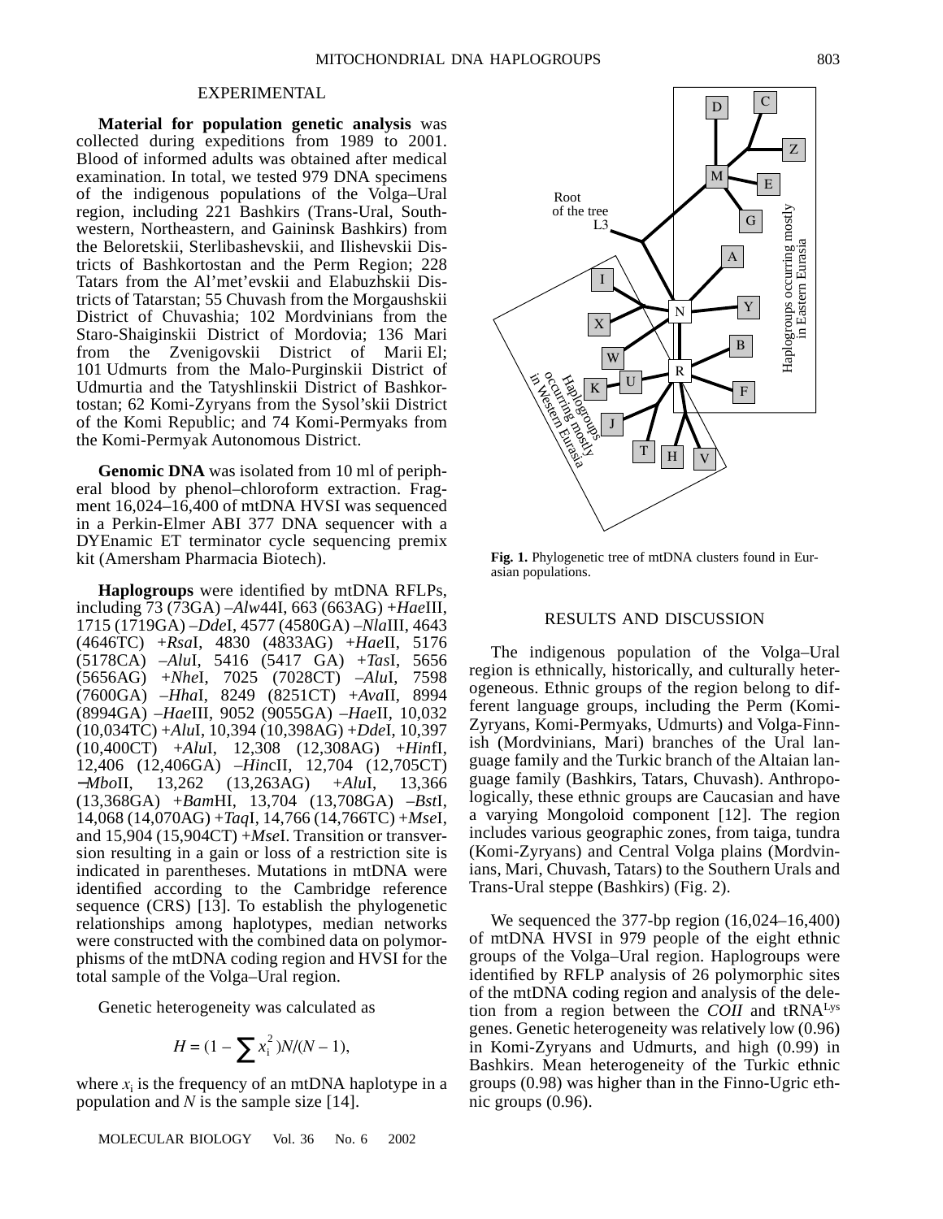## EXPERIMENTAL

**Material for population genetic analysis** was collected during expeditions from 1989 to 2001. Blood of informed adults was obtained after medical examination. In total, we tested 979 DNA specimens of the indigenous populations of the Volga–Ural region, including 221 Bashkirs (Trans-Ural, Southwestern, Northeastern, and Gaininsk Bashkirs) from the Beloretskii, Sterlibashevskii, and Ilishevskii Districts of Bashkortostan and the Perm Region; 228 Tatars from the Al'met'evskii and Elabuzhskii Districts of Tatarstan; 55 Chuvash from the Morgaushskii District of Chuvashia; 102 Mordvinians from the Staro-Shaiginskii District of Mordovia; 136 Mari from the Zvenigovskii District of Marii El; 101 Udmurts from the Malo-Purginskii District of Udmurtia and the Tatyshlinskii District of Bashkortostan; 62 Komi-Zyryans from the Sysol'skii District of the Komi Republic; and 74 Komi-Permyaks from the Komi-Permyak Autonomous District.

**Genomic DNA** was isolated from 10 ml of peripheral blood by phenol–chloroform extraction. Fragment 16,024–16,400 of mtDNA HVSI was sequenced in a Perkin-Elmer ABI 377 DNA sequencer with a DYEnamic ET terminator cycle sequencing premix kit (Amersham Pharmacia Biotech).

**Haplogroups** were identified by mtDNA RFLPs, including 73 (73GA) –*Alw*44I, 663 (663AG) +*Hae*III, 1715 (1719GA) –*Dde*I, 4577 (4580GA) –*Nla*III, 4643 (4646TC) +*Rsa*I, 4830 (4833AG) +*Hae*II, 5176 (5178CA) –*Alu*I, 5416 (5417 GA) +*Tas*I, 5656 (5656AG) +*Nhe*I, 7025 (7028CT) –*Alu*I, 7598 (7600GA) –*Hha*I, 8249 (8251CT) +*Ava*II, 8994 (8994GA) –*Hae*III, 9052 (9055GA) –*Hae*II, 10,032 (10,034TC) +*Alu*I, 10,394 (10,398AG) +*Dde*I, 10,397 (10,400CT) +*Alu*I, 12,308 (12,308AG) +*Hin*fI, 12,406 (12,406GA) –*Hinc*II, 12,704 (12,705CT) –*Mbo*II, 13,262 (13,263AG) +*Alu*I, 13,366 (13,368GA) +*Bam*HI, 13,704 (13,708GA) –*Bst*I, 14,068 (14,070AG) +*Taq*I, 14,766 (14,766TC) +*Mse*I, and 15,904 (15,904CT) +*Mse*I. Transition or transversion resulting in a gain or loss of a restriction site is indicated in parentheses. Mutations in mtDNA were identified according to the Cambridge reference sequence (CRS) [13]. To establish the phylogenetic relationships among haplotypes, median networks were constructed with the combined data on polymorphisms of the mtDNA coding region and HVSI for the total sample of the Volga–Ural region.

Genetic heterogeneity was calculated as

$$H = (1 - \sum x_i^2)N/(N-1),$$

where $x_i$ is the frequency of an mtDNA haplotype in a population and $N$ is the sample size [14].

**Fig. 1.** Phylogenetic tree of mtDNA clusters found in Eurasian populations.

## RESULTS AND DISCUSSION

The indigenous population of the Volga–Ural region is ethnically, historically, and culturally heterogeneous. Ethnic groups of the region belong to different language groups, including the Perm (Komi-Zyryans, Komi-Permyaks, Udmurts) and Volga-Finnish (Mordvinians, Mari) branches of the Ural language family and the Turkic branch of the Altaian language family (Bashkirs, Tatars, Chuvash). Anthropologically, these ethnic groups are Caucasian and have a varying Mongoloid component [12]. The region includes various geographic zones, from taiga, tundra (Komi-Zyryans) and Central Volga plains (Mordvinians, Mari, Chuvash, Tatars) to the Southern Urals and Trans-Ural steppe (Bashkirs) (Fig. 2).

We sequenced the 377-bp region (16,024–16,400) of mtDNA HVSI in 979 people of the eight ethnic groups of the Volga–Ural region. Haplogroups were identified by RFLP analysis of 26 polymorphic sites of the mtDNA coding region and analysis of the deletion from a region between the *COII* and tRNA[Lys] genes. Genetic heterogeneity was relatively low (0.96) in Komi-Zyryans and Udmurts, and high (0.99) in Bashkirs. Mean heterogeneity of the Turkic ethnic groups (0.98) was higher than in the Finno-Ugric ethnic groups (0.96).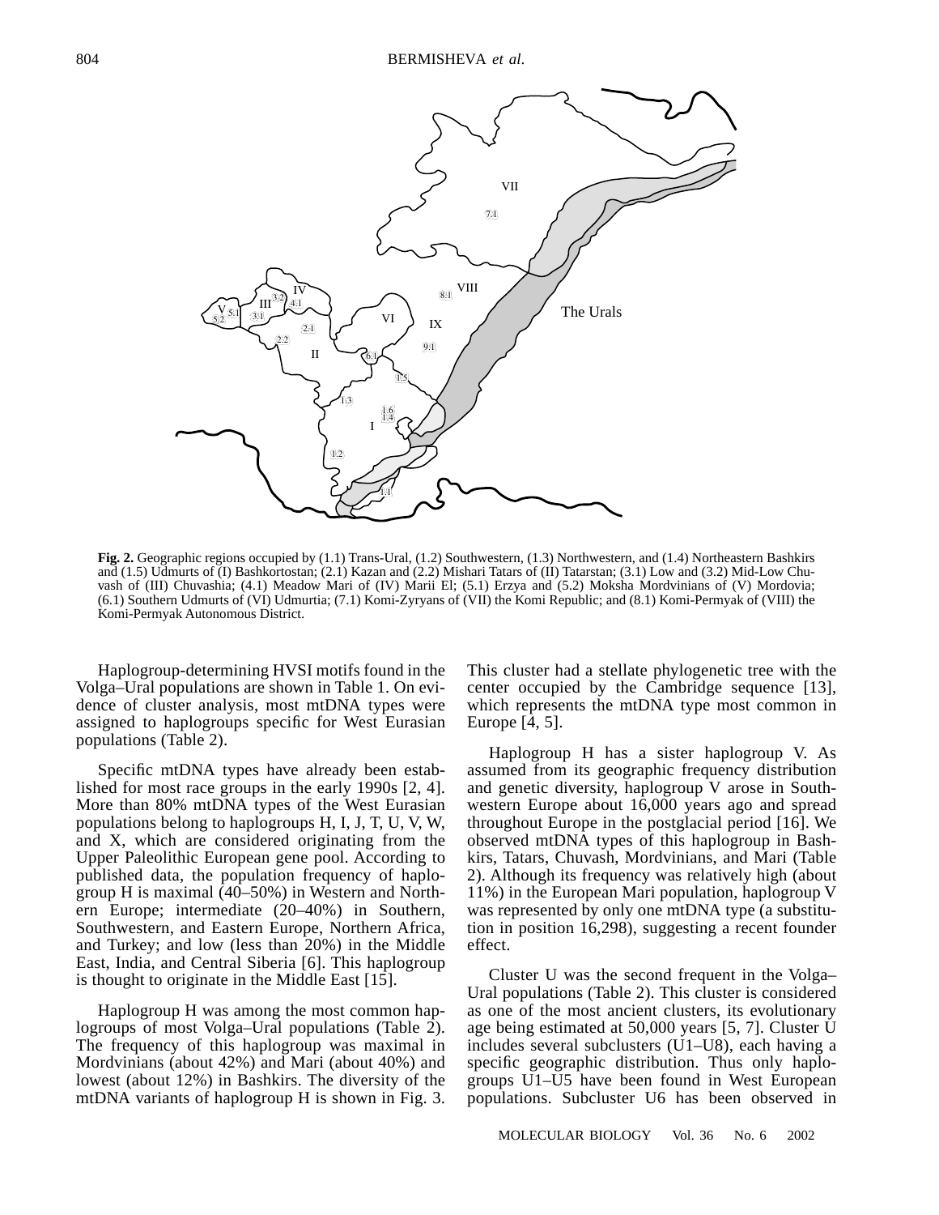**Fig. 2.** Geographic regions occupied by (1.1) Trans-Ural, (1.2) Southwestern, (1.3) Northwestern, and (1.4) Northeastern Bashkirs and (1.5) Udmurts of (I) Bashkortostan; (2.1) Kazan and (2.2) Mishari Tatars of (II) Tatarstan; (3.1) Low and (3.2) Mid-Low Chuvash of (III) Chuvashia; (4.1) Meadow Mari of (IV) Marii El; (5.1) Erzya and (5.2) Moksha Mordvinians of (V) Mordovia; (6.1) Southern Udmurts of (VI) Udmurtia; (7.1) Komi-Zyryans of (VII) the Komi Republic; and (8.1) Komi-Permyak of (VIII) the Komi-Permyak Autonomous District.

Haplogroup-determining HVSI motifs found in the Volga–Ural populations are shown in Table 1. On evidence of cluster analysis, most mtDNA types were assigned to haplogroups specific for West Eurasian populations (Table 2).

Specific mtDNA types have already been established for most race groups in the early 1990s [2, 4]. More than 80% mtDNA types of the West Eurasian populations belong to haplogroups H, I, J, T, U, V, W, and X, which are considered originating from the Upper Paleolithic European gene pool. According to published data, the population frequency of haplogroup H is maximal (40–50%) in Western and Northern Europe; intermediate (20–40%) in Southern, Southwestern, and Eastern Europe, Northern Africa, and Turkey; and low (less than 20%) in the Middle East, India, and Central Siberia [6]. This haplogroup is thought to originate in the Middle East [15].

Haplogroup H was among the most common haplogroups of most Volga–Ural populations (Table 2). The frequency of this haplogroup was maximal in Mordvinians (about 42%) and Mari (about 40%) and lowest (about 12%) in Bashkirs. The diversity of the mtDNA variants of haplogroup H is shown in Fig. 3. This cluster had a stellate phylogenetic tree with the center occupied by the Cambridge sequence [13], which represents the mtDNA type most common in Europe [4, 5].

Haplogroup H has a sister haplogroup V. As assumed from its geographic frequency distribution and genetic diversity, haplogroup V arose in Southwestern Europe about 16,000 years ago and spread throughout Europe in the postglacial period [16]. We observed mtDNA types of this haplogroup in Bashkirs, Tatars, Chuvash, Mordvinians, and Mari (Table 2). Although its frequency was relatively high (about 11%) in the European Mari population, haplogroup V was represented by only one mtDNA type (a substitution in position 16,298), suggesting a recent founder effect.

Cluster U was the second frequent in the Volga–Ural populations (Table 2). This cluster is considered as one of the most ancient clusters, its evolutionary age being estimated at 50,000 years [5, 7]. Cluster U includes several subclusters (U1–U8), each having a specific geographic distribution. Thus only haplogroups U1–U5 have been found in West European populations. Subcluster U6 has been observed in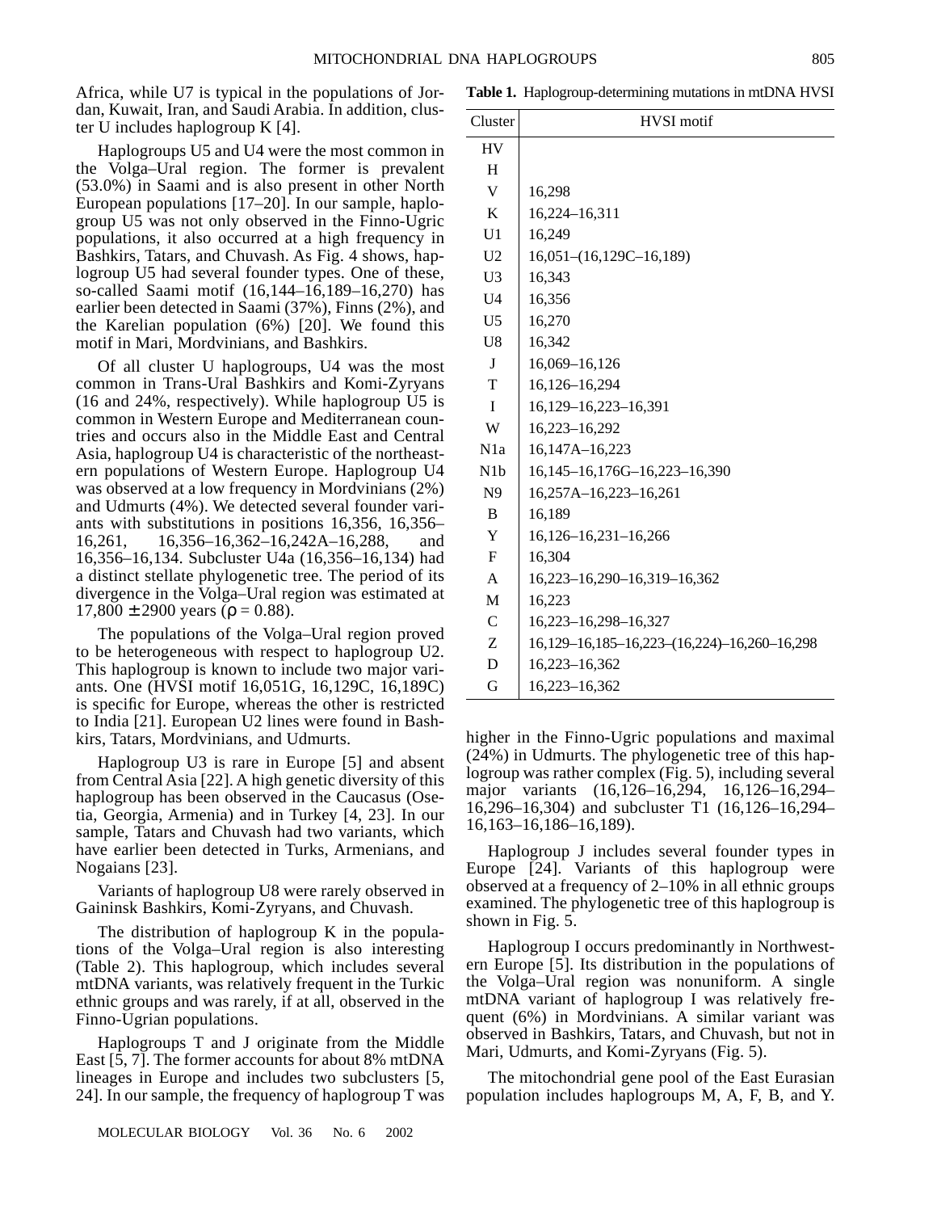Africa, while U7 is typical in the populations of Jordan, Kuwait, Iran, and Saudi Arabia. In addition, cluster U includes haplogroup K [4].

Haplogroups U5 and U4 were the most common in the Volga–Ural region. The former is prevalent (53.0%) in Saami and is also present in other North European populations [17–20]. In our sample, haplogroup U5 was not only observed in the Finno-Ugric populations, it also occurred at a high frequency in Bashkirs, Tatars, and Chuvash. As Fig. 4 shows, haplogroup U5 had several founder types. One of these, so-called Saami motif (16,144–16,189–16,270) has earlier been detected in Saami (37%), Finns (2%), and the Karelian population (6%) [20]. We found this motif in Mari, Mordvinians, and Bashkirs.

Of all cluster U haplogroups, U4 was the most common in Trans-Ural Bashkirs and Komi-Zyryans (16 and 24%, respectively). While haplogroup U5 is common in Western Europe and Mediterranean countries and occurs also in the Middle East and Central Asia, haplogroup U4 is characteristic of the northeastern populations of Western Europe. Haplogroup U4 was observed at a low frequency in Mordvinians (2%) and Udmurts (4%). We detected several founder variants with substitutions in positions 16,356, 16,356–16,261, 16,356–16,362–16,242A–16,288, and 16,356–16,134. Subcluster U4a (16,356–16,134) had a distinct stellate phylogenetic tree. The period of its divergence in the Volga–Ural region was estimated at 17,800 ± 2900 years ($\rho = 0.88$).

The populations of the Volga–Ural region proved to be heterogeneous with respect to haplogroup U2. This haplogroup is known to include two major variants. One (HVSI motif 16,051G, 16,129C, 16,189C) is specific for Europe, whereas the other is restricted to India [21]. European U2 lines were found in Bashkirs, Tatars, Mordvinians, and Udmurts.

Haplogroup U3 is rare in Europe [5] and absent from Central Asia [22]. A high genetic diversity of this haplogroup has been observed in the Caucasus (Osetia, Georgia, Armenia) and in Turkey [4, 23]. In our sample, Tatars and Chuvash had two variants, which have earlier been detected in Turks, Armenians, and Nogaians [23].

Variants of haplogroup U8 were rarely observed in Gaininsk Bashkirs, Komi-Zyryans, and Chuvash.

The distribution of haplogroup K in the populations of the Volga–Ural region is also interesting (Table 2). This haplogroup, which includes several mtDNA variants, was relatively frequent in the Turkic ethnic groups and was rarely, if at all, observed in the Finno-Ugrian populations.

Haplogroups T and J originate from the Middle East [5, 7]. The former accounts for about 8% mtDNA lineages in Europe and includes two subclusters [5, 24]. In our sample, the frequency of haplogroup T was higher in the Finno-Ugric populations and maximal (24%) in Udmurts. The phylogenetic tree of this haplogroup was rather complex (Fig. 5), including several major variants (16,126–16,294, 16,126–16,294–16,296–16,304) and subcluster T1 (16,126–16,294–16,163–16,186–16,189).

**Table 1.** Haplogroup-determining mutations in mtDNA HVSI

| Cluster | HVSI motif |
|---|---|
| HV | |
| H | |
| V | 16,298 |
| K | 16,224–16,311 |
| U1 | 16,249 |
| U2 | 16,051–(16,129C–16,189) |
| U3 | 16,343 |
| U4 | 16,356 |
| U5 | 16,270 |
| U8 | 16,342 |
| J | 16,069–16,126 |
| T | 16,126–16,294 |
| I | 16,129–16,223–16,391 |
| W | 16,223–16,292 |
| N1a | 16,147A–16,223 |
| N1b | 16,145–16,176G–16,223–16,390 |
| N9 | 16,257A–16,223–16,261 |
| B | 16,189 |
| Y | 16,126–16,231–16,266 |
| F | 16,304 |
| A | 16,223–16,290–16,319–16,362 |
| M | 16,223 |
| C | 16,223–16,298–16,327 |
| Z | 16,129–16,185–16,223–(16,224)–16,260–16,298 |
| D | 16,223–16,362 |
| G | 16,223–16,362 |

Haplogroup J includes several founder types in Europe [24]. Variants of this haplogroup were observed at a frequency of 2–10% in all ethnic groups examined. The phylogenetic tree of this haplogroup is shown in Fig. 5.

Haplogroup I occurs predominantly in Northwestern Europe [5]. Its distribution in the populations of the Volga–Ural region was nonuniform. A single mtDNA variant of haplogroup I was relatively frequent (6%) in Mordvinians. A similar variant was observed in Bashkirs, Tatars, and Chuvash, but not in Mari, Udmurts, and Komi-Zyryans (Fig. 5).

The mitochondrial gene pool of the East Eurasian population includes haplogroups M, A, F, B, and Y.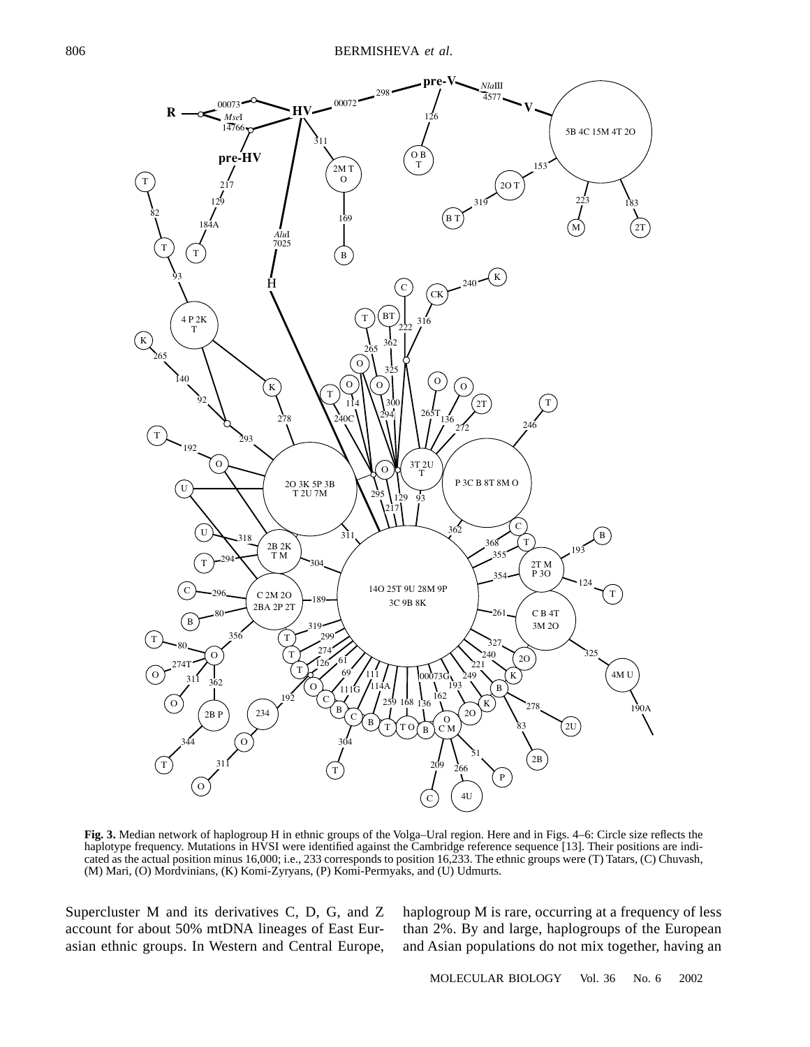**Fig. 3.** Median network of haplogroup H in ethnic groups of the Volga–Ural region. Here and in Figs. 4–6: Circle size reflects the haplotype frequency. Mutations in HVSI were identified against the Cambridge reference sequence [13]. Their positions are indicated as the actual position minus 16,000; i.e., 233 corresponds to position 16,233. The ethnic groups were (T) Tatars, (C) Chuvash, (M) Mari, (O) Mordvinians, (K) Komi-Zyryans, (P) Komi-Permyaks, and (U) Udmurts.

Supercluster M and its derivatives C, D, G, and Z account for about 50% mtDNA lineages of East Eurasian ethnic groups. In Western and Central Europe, haplogroup M is rare, occurring at a frequency of less than 2%. By and large, haplogroups of the European and Asian populations do not mix together, having an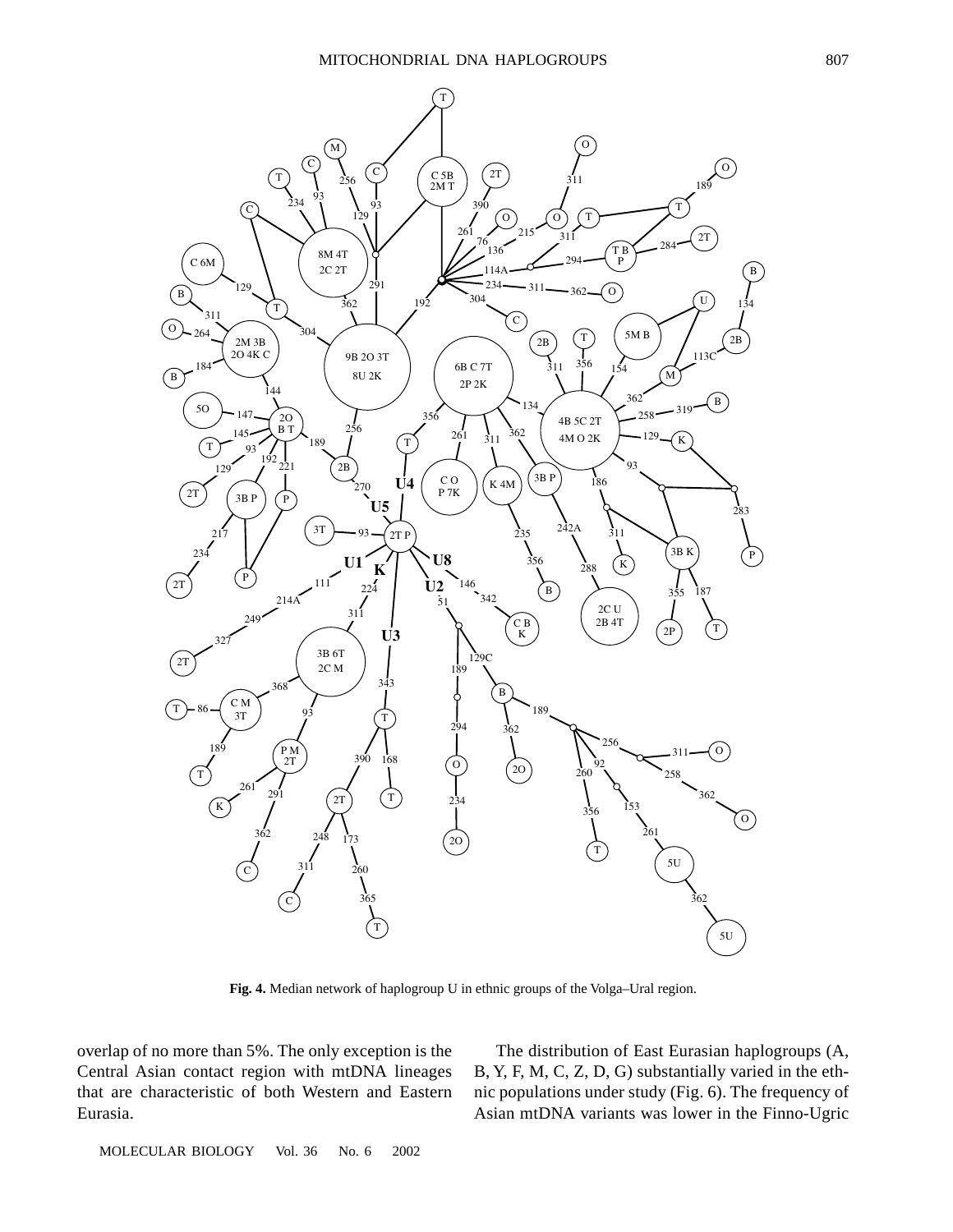**Fig. 4.** Median network of haplogroup U in ethnic groups of the Volga–Ural region.

overlap of no more than 5%. The only exception is the Central Asian contact region with mtDNA lineages that are characteristic of both Western and Eastern Eurasia.

The distribution of East Eurasian haplogroups (A, B, Y, F, M, C, Z, D, G) substantially varied in the ethnic populations under study (Fig. 6). The frequency of Asian mtDNA variants was lower in the Finno-Ugric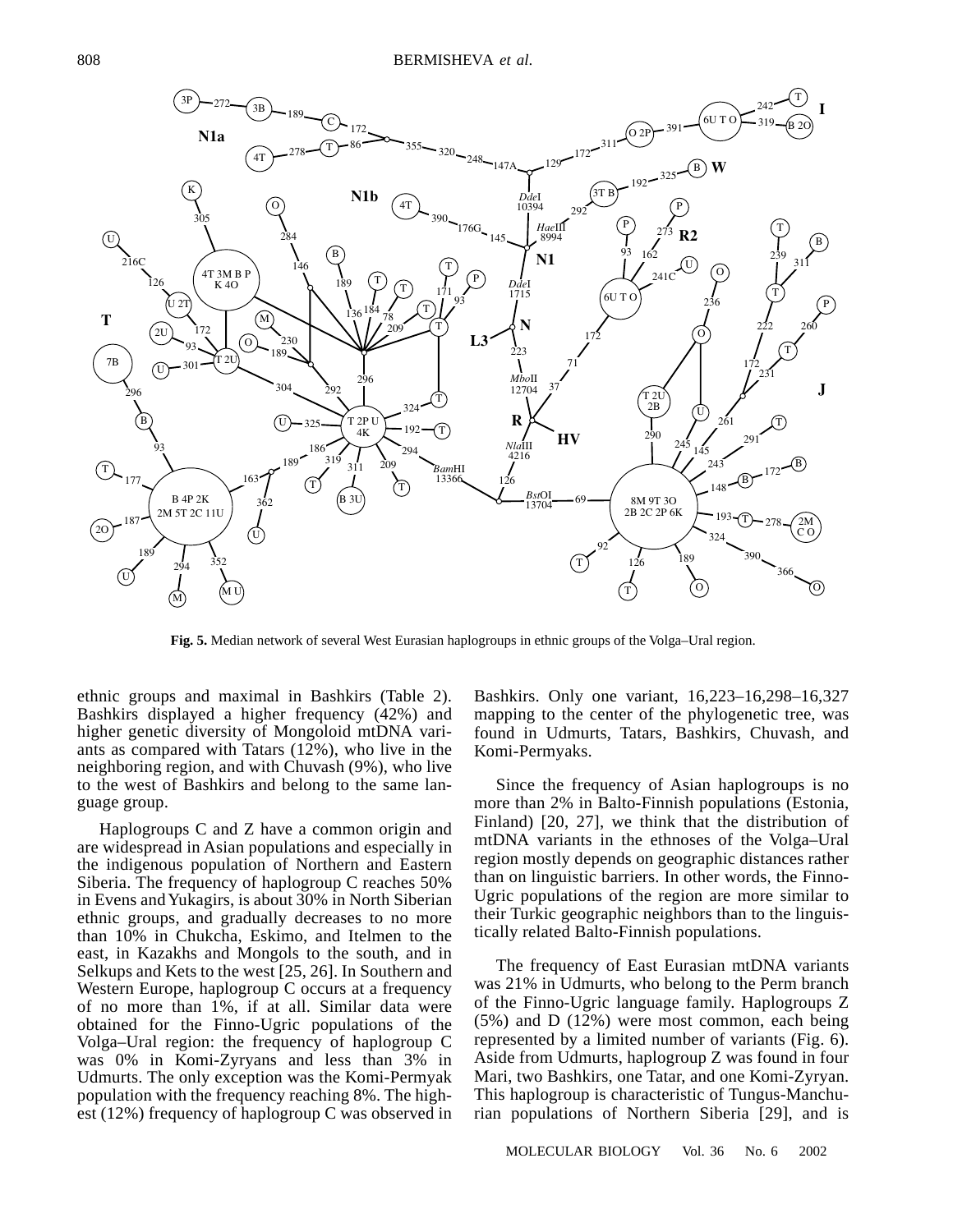**Fig. 5.** Median network of several West Eurasian haplogroups in ethnic groups of the Volga–Ural region.

ethnic groups and maximal in Bashkirs (Table 2). Bashkirs displayed a higher frequency (42%) and higher genetic diversity of Mongoloid mtDNA variants as compared with Tatars (12%), who live in the neighboring region, and with Chuvash (9%), who live to the west of Bashkirs and belong to the same language group.

Haplogroups C and Z have a common origin and are widespread in Asian populations and especially in the indigenous population of Northern and Eastern Siberia. The frequency of haplogroup C reaches 50% in Evens and Yukagirs, is about 30% in North Siberian ethnic groups, and gradually decreases to no more than 10% in Chukcha, Eskimo, and Itelmen to the east, in Kazakhs and Mongols to the south, and in Selkups and Kets to the west [25, 26]. In Southern and Western Europe, haplogroup C occurs at a frequency of no more than 1%, if at all. Similar data were obtained for the Finno-Ugric populations of the Volga–Ural region: the frequency of haplogroup C was 0% in Komi-Zyryans and less than 3% in Udmurts. The only exception was the Komi-Permyak population with the frequency reaching 8%. The highest (12%) frequency of haplogroup C was observed in Bashkirs. Only one variant, 16,223–16,298–16,327 mapping to the center of the phylogenetic tree, was found in Udmurts, Tatars, Bashkirs, Chuvash, and Komi-Permyaks.

Since the frequency of Asian haplogroups is no more than 2% in Balto-Finnish populations (Estonia, Finland) [20, 27], we think that the distribution of mtDNA variants in the ethnoses of the Volga–Ural region mostly depends on geographic distances rather than on linguistic barriers. In other words, the Finno-Ugric populations of the region are more similar to their Turkic geographic neighbors than to the linguistically related Balto-Finnish populations.

The frequency of East Eurasian mtDNA variants was 21% in Udmurts, who belong to the Perm branch of the Finno-Ugric language family. Haplogroups Z (5%) and D (12%) were most common, each being represented by a limited number of variants (Fig. 6). Aside from Udmurts, haplogroup Z was found in four Mari, two Bashkirs, one Tatar, and one Komi-Zyryan. This haplogroup is characteristic of Tungus-Manchurian populations of Northern Siberia [29], and is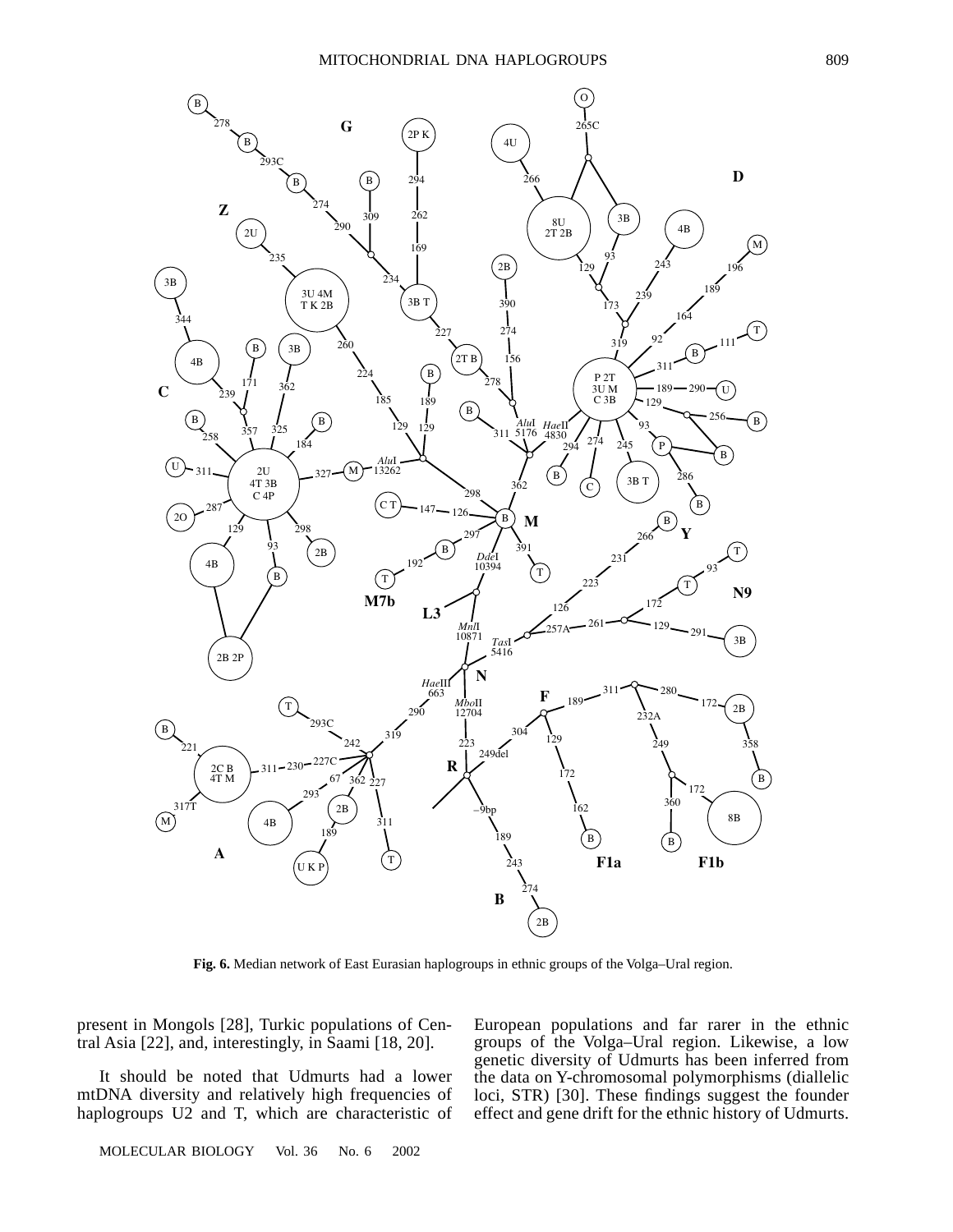**Fig. 6.** Median network of East Eurasian haplogroups in ethnic groups of the Volga–Ural region.

present in Mongols [28], Turkic populations of Central Asia [22], and, interestingly, in Saami [18, 20].

It should be noted that Udmurts had a lower mtDNA diversity and relatively high frequencies of haplogroups U2 and T, which are characteristic of European populations and far rarer in the ethnic groups of the Volga–Ural region. Likewise, a low genetic diversity of Udmurts has been inferred from the data on Y-chromosomal polymorphisms (diallelic loci, STR) [30]. These findings suggest the founder effect and gene drift for the ethnic history of Udmurts.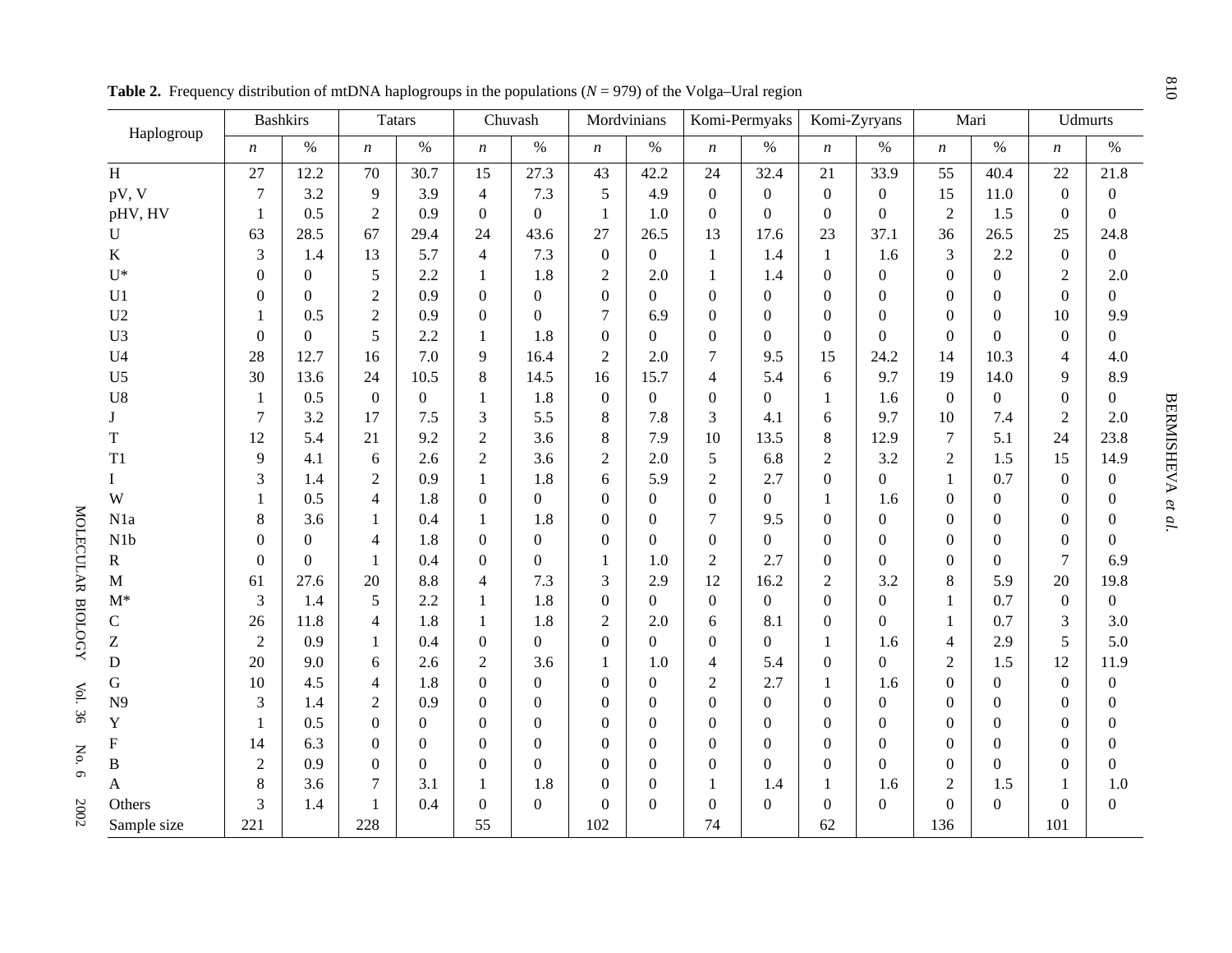**Table 2.** Frequency distribution of mtDNA haplogroups in the populations ($N$ = 979) of the Volga–Ural region

| Haplogroup | Bashkirs | | Tatars | | Chuvash | | Mordvinians | | Komi-Permyaks | | Komi-Zyryans | | Mari | | Udmurts | |
|---|---|---|---|---|---|---|---|---|---|---|---|---|---|---|---|---|
| | *n* | % | *n* | % | *n* | % | *n* | % | *n* | % | *n* | % | *n* | % | *n* | % |
| H | 27 | 12.2 | 70 | 30.7 | 15 | 27.3 | 43 | 42.2 | 24 | 32.4 | 21 | 33.9 | 55 | 40.4 | 22 | 21.8 |
| pV, V | 7 | 3.2 | 9 | 3.9 | 4 | 7.3 | 5 | 4.9 | 0 | 0 | 0 | 0 | 15 | 11.0 | 0 | 0 |
| pHV, HV | 1 | 0.5 | 2 | 0.9 | 0 | 0 | 1 | 1.0 | 0 | 0 | 0 | 0 | 2 | 1.5 | 0 | 0 |
| U | 63 | 28.5 | 67 | 29.4 | 24 | 43.6 | 27 | 26.5 | 13 | 17.6 | 23 | 37.1 | 36 | 26.5 | 25 | 24.8 |
| K | 3 | 1.4 | 13 | 5.7 | 4 | 7.3 | 0 | 0 | 1 | 1.4 | 1 | 1.6 | 3 | 2.2 | 0 | 0 |
| U* | 0 | 0 | 5 | 2.2 | 1 | 1.8 | 2 | 2.0 | 1 | 1.4 | 0 | 0 | 0 | 0 | 2 | 2.0 |
| U1 | 0 | 0 | 2 | 0.9 | 0 | 0 | 0 | 0 | 0 | 0 | 0 | 0 | 0 | 0 | 0 | 0 |
| U2 | 1 | 0.5 | 2 | 0.9 | 0 | 0 | 7 | 6.9 | 0 | 0 | 0 | 0 | 0 | 0 | 10 | 9.9 |
| U3 | 0 | 0 | 5 | 2.2 | 1 | 1.8 | 0 | 0 | 0 | 0 | 0 | 0 | 0 | 0 | 0 | 0 |
| U4 | 28 | 12.7 | 16 | 7.0 | 9 | 16.4 | 2 | 2.0 | 7 | 9.5 | 15 | 24.2 | 14 | 10.3 | 4 | 4.0 |
| U5 | 30 | 13.6 | 24 | 10.5 | 8 | 14.5 | 16 | 15.7 | 4 | 5.4 | 6 | 9.7 | 19 | 14.0 | 9 | 8.9 |
| U8 | 1 | 0.5 | 0 | 0 | 1 | 1.8 | 0 | 0 | 0 | 0 | 1 | 1.6 | 0 | 0 | 0 | 0 |
| J | 7 | 3.2 | 17 | 7.5 | 3 | 5.5 | 8 | 7.8 | 3 | 4.1 | 6 | 9.7 | 10 | 7.4 | 2 | 2.0 |
| T | 12 | 5.4 | 21 | 9.2 | 2 | 3.6 | 8 | 7.9 | 10 | 13.5 | 8 | 12.9 | 7 | 5.1 | 24 | 23.8 |
| T1 | 9 | 4.1 | 6 | 2.6 | 2 | 3.6 | 2 | 2.0 | 5 | 6.8 | 2 | 3.2 | 2 | 1.5 | 15 | 14.9 |
| I | 3 | 1.4 | 2 | 0.9 | 1 | 1.8 | 6 | 5.9 | 2 | 2.7 | 0 | 0 | 1 | 0.7 | 0 | 0 |
| W | 1 | 0.5 | 4 | 1.8 | 0 | 0 | 0 | 0 | 0 | 0 | 1 | 1.6 | 0 | 0 | 0 | 0 |
| N1a | 8 | 3.6 | 1 | 0.4 | 1 | 1.8 | 0 | 0 | 7 | 9.5 | 0 | 0 | 0 | 0 | 0 | 0 |
| N1b | 0 | 0 | 4 | 1.8 | 0 | 0 | 0 | 0 | 0 | 0 | 0 | 0 | 0 | 0 | 0 | 0 |
| R | 0 | 0 | 1 | 0.4 | 0 | 0 | 1 | 1.0 | 2 | 2.7 | 0 | 0 | 0 | 0 | 7 | 6.9 |
| M | 61 | 27.6 | 20 | 8.8 | 4 | 7.3 | 3 | 2.9 | 12 | 16.2 | 2 | 3.2 | 8 | 5.9 | 20 | 19.8 |
| M* | 3 | 1.4 | 5 | 2.2 | 1 | 1.8 | 0 | 0 | 0 | 0 | 0 | 0 | 1 | 0.7 | 0 | 0 |
| C | 26 | 11.8 | 4 | 1.8 | 1 | 1.8 | 2 | 2.0 | 6 | 8.1 | 0 | 0 | 1 | 0.7 | 3 | 3.0 |
| Z | 2 | 0.9 | 1 | 0.4 | 0 | 0 | 0 | 0 | 0 | 0 | 1 | 1.6 | 4 | 2.9 | 5 | 5.0 |
| D | 20 | 9.0 | 6 | 2.6 | 2 | 3.6 | 1 | 1.0 | 4 | 5.4 | 0 | 0 | 2 | 1.5 | 12 | 11.9 |
| G | 10 | 4.5 | 4 | 1.8 | 0 | 0 | 0 | 0 | 2 | 2.7 | 1 | 1.6 | 0 | 0 | 0 | 0 |
| N9 | 3 | 1.4 | 2 | 0.9 | 0 | 0 | 0 | 0 | 0 | 0 | 0 | 0 | 0 | 0 | 0 | 0 |
| Y | 1 | 0.5 | 0 | 0 | 0 | 0 | 0 | 0 | 0 | 0 | 0 | 0 | 0 | 0 | 0 | 0 |
| F | 14 | 6.3 | 0 | 0 | 0 | 0 | 0 | 0 | 0 | 0 | 0 | 0 | 0 | 0 | 0 | 0 |
| B | 2 | 0.9 | 0 | 0 | 0 | 0 | 0 | 0 | 0 | 0 | 0 | 0 | 0 | 0 | 0 | 0 |
| A | 8 | 3.6 | 7 | 3.1 | 1 | 1.8 | 0 | 0 | 1 | 1.4 | 1 | 1.6 | 2 | 1.5 | 1 | 1.0 |
| Others | 3 | 1.4 | 1 | 0.4 | 0 | 0 | 0 | 0 | 0 | 0 | 0 | 0 | 0 | 0 | 0 | 0 |
| Sample size | 221 | | 228 | | 55 | | 102 | | 74 | | 62 | | 136 | | 101 | |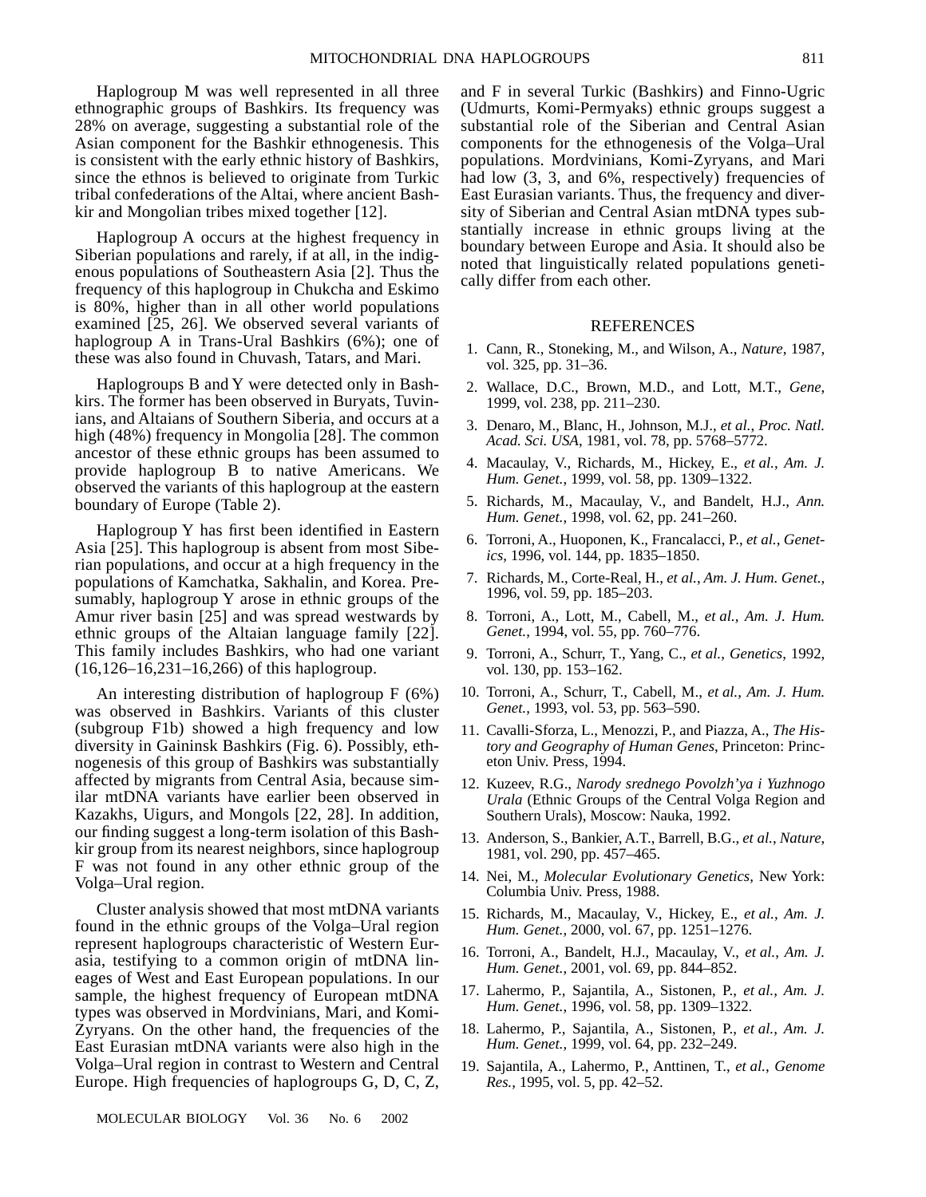Haplogroup M was well represented in all three ethnographic groups of Bashkirs. Its frequency was 28% on average, suggesting a substantial role of the Asian component for the Bashkir ethnogenesis. This is consistent with the early ethnic history of Bashkirs, since the ethnos is believed to originate from Turkic tribal confederations of the Altai, where ancient Bashkir and Mongolian tribes mixed together [12].

Haplogroup A occurs at the highest frequency in Siberian populations and rarely, if at all, in the indigenous populations of Southeastern Asia [2]. Thus the frequency of this haplogroup in Chukcha and Eskimo is 80%, higher than in all other world populations examined [25, 26]. We observed several variants of haplogroup A in Trans-Ural Bashkirs (6%); one of these was also found in Chuvash, Tatars, and Mari.

Haplogroups B and Y were detected only in Bashkirs. The former has been observed in Buryats, Tuvinians, and Altaians of Southern Siberia, and occurs at a high (48%) frequency in Mongolia [28]. The common ancestor of these ethnic groups has been assumed to provide haplogroup B to native Americans. We observed the variants of this haplogroup at the eastern boundary of Europe (Table 2).

Haplogroup Y has first been identified in Eastern Asia [25]. This haplogroup is absent from most Siberian populations, and occur at a high frequency in the populations of Kamchatka, Sakhalin, and Korea. Presumably, haplogroup Y arose in ethnic groups of the Amur river basin [25] and was spread westwards by ethnic groups of the Altaian language family [22]. This family includes Bashkirs, who had one variant (16,126–16,231–16,266) of this haplogroup.

An interesting distribution of haplogroup F (6%) was observed in Bashkirs. Variants of this cluster (subgroup F1b) showed a high frequency and low diversity in Gaininsk Bashkirs (Fig. 6). Possibly, ethnogenesis of this group of Bashkirs was substantially affected by migrants from Central Asia, because similar mtDNA variants have earlier been observed in Kazakhs, Uigurs, and Mongols [22, 28]. In addition, our finding suggest a long-term isolation of this Bashkir group from its nearest neighbors, since haplogroup F was not found in any other ethnic group of the Volga–Ural region.

Cluster analysis showed that most mtDNA variants found in the ethnic groups of the Volga–Ural region represent haplogroups characteristic of Western Eurasia, testifying to a common origin of mtDNA lineages of West and East European populations. In our sample, the highest frequency of European mtDNA types was observed in Mordvinians, Mari, and Komi-Zyryans. On the other hand, the frequencies of the East Eurasian mtDNA variants were also high in the Volga–Ural region in contrast to Western and Central Europe. High frequencies of haplogroups G, D, C, Z, and F in several Turkic (Bashkirs) and Finno-Ugric (Udmurts, Komi-Permyaks) ethnic groups suggest a substantial role of the Siberian and Central Asian components for the ethnogenesis of the Volga–Ural populations. Mordvinians, Komi-Zyryans, and Mari had low (3, 3, and 6%, respectively) frequencies of East Eurasian variants. Thus, the frequency and diversity of Siberian and Central Asian mtDNA types substantially increase in ethnic groups living at the boundary between Europe and Asia. It should also be noted that linguistically related populations genetically differ from each other.

## REFERENCES

1. Cann, R., Stoneking, M., and Wilson, A., *Nature*, 1987, vol. 325, pp. 31–36.
2. Wallace, D.C., Brown, M.D., and Lott, M.T., *Gene*, 1999, vol. 238, pp. 211–230.
3. Denaro, M., Blanc, H., Johnson, M.J., *et al.*, *Proc. Natl. Acad. Sci. USA*, 1981, vol. 78, pp. 5768–5772.
4. Macaulay, V., Richards, M., Hickey, E., *et al.*, *Am. J. Hum. Genet.*, 1999, vol. 58, pp. 1309–1322.
5. Richards, M., Macaulay, V., and Bandelt, H.J., *Ann. Hum. Genet.*, 1998, vol. 62, pp. 241–260.
6. Torroni, A., Huoponen, K., Francalacci, P., *et al.*, *Genetics*, 1996, vol. 144, pp. 1835–1850.
7. Richards, M., Corte-Real, H., *et al.*, *Am. J. Hum. Genet.*, 1996, vol. 59, pp. 185–203.
8. Torroni, A., Lott, M., Cabell, M., *et al.*, *Am. J. Hum. Genet.*, 1994, vol. 55, pp. 760–776.
9. Torroni, A., Schurr, T., Yang, C., *et al.*, *Genetics*, 1992, vol. 130, pp. 153–162.
10. Torroni, A., Schurr, T., Cabell, M., *et al.*, *Am. J. Hum. Genet.*, 1993, vol. 53, pp. 563–590.
11. Cavalli-Sforza, L., Menozzi, P., and Piazza, A., *The History and Geography of Human Genes*, Princeton: Princeton Univ. Press, 1994.
12. Kuzeev, R.G., *Narody srednego Povolzh'ya i Yuzhnogo Urala* (Ethnic Groups of the Central Volga Region and Southern Urals), Moscow: Nauka, 1992.
13. Anderson, S., Bankier, A.T., Barrell, B.G., *et al.*, *Nature*, 1981, vol. 290, pp. 457–465.
14. Nei, M., *Molecular Evolutionary Genetics*, New York: Columbia Univ. Press, 1988.
15. Richards, M., Macaulay, V., Hickey, E., *et al.*, *Am. J. Hum. Genet.*, 2000, vol. 67, pp. 1251–1276.
16. Torroni, A., Bandelt, H.J., Macaulay, V., *et al.*, *Am. J. Hum. Genet.*, 2001, vol. 69, pp. 844–852.
17. Lahermo, P., Sajantila, A., Sistonen, P., *et al.*, *Am. J. Hum. Genet.*, 1996, vol. 58, pp. 1309–1322.
18. Lahermo, P., Sajantila, A., Sistonen, P., *et al.*, *Am. J. Hum. Genet.*, 1999, vol. 64, pp. 232–249.
19. Sajantila, A., Lahermo, P., Anttinen, T., *et al.*, *Genome Res.*, 1995, vol. 5, pp. 42–52.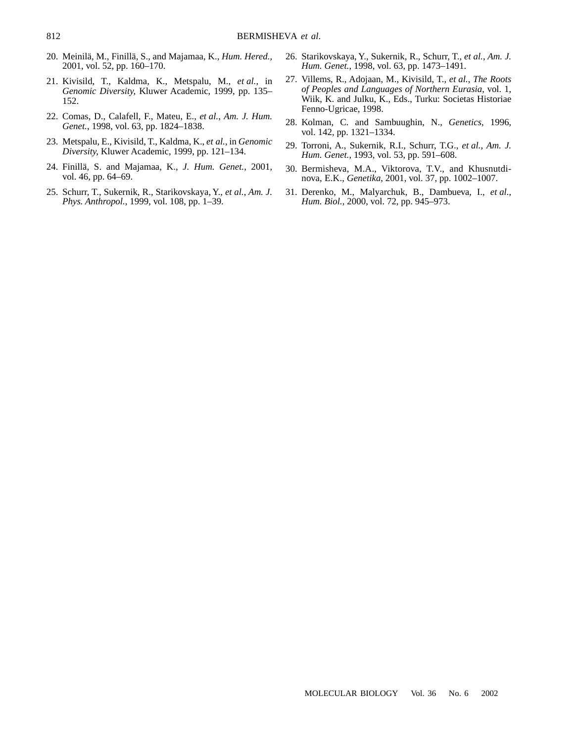20. Meinilä, M., Finillä, S., and Majamaa, K., *Hum. Hered.*, 2001, vol. 52, pp. 160–170.

21. Kivisild, T., Kaldma, K., Metspalu, M., *et al.*, in *Genomic Diversity*, Kluwer Academic, 1999, pp. 135–152.

22. Comas, D., Calafell, F., Mateu, E., *et al.*, *Am. J. Hum. Genet.*, 1998, vol. 63, pp. 1824–1838.

23. Metspalu, E., Kivisild, T., Kaldma, K., *et al.*, in *Genomic Diversity*, Kluwer Academic, 1999, pp. 121–134.

24. Finillä, S. and Majamaa, K., *J. Hum. Genet.*, 2001, vol. 46, pp. 64–69.

25. Schurr, T., Sukernik, R., Starikovskaya, Y., *et al.*, *Am. J. Phys. Anthropol.*, 1999, vol. 108, pp. 1–39.

26. Starikovskaya, Y., Sukernik, R., Schurr, T., *et al.*, *Am. J. Hum. Genet.*, 1998, vol. 63, pp. 1473–1491.

27. Villems, R., Adojaan, M., Kivisild, T., *et al.*, *The Roots of Peoples and Languages of Northern Eurasia*, vol. 1, Wiik, K. and Julku, K., Eds., Turku: Societas Historiae Fenno-Ugricae, 1998.

28. Kolman, C. and Sambuughin, N., *Genetics*, 1996, vol. 142, pp. 1321–1334.

29. Torroni, A., Sukernik, R.I., Schurr, T.G., *et al.*, *Am. J. Hum. Genet.*, 1993, vol. 53, pp. 591–608.

30. Bermisheva, M.A., Viktorova, T.V., and Khusnutdinova, E.K., *Genetika*, 2001, vol. 37, pp. 1002–1007.

31. Derenko, M., Malyarchuk, B., Dambueva, I., *et al.*, *Hum. Biol.*, 2000, vol. 72, pp. 945–973.